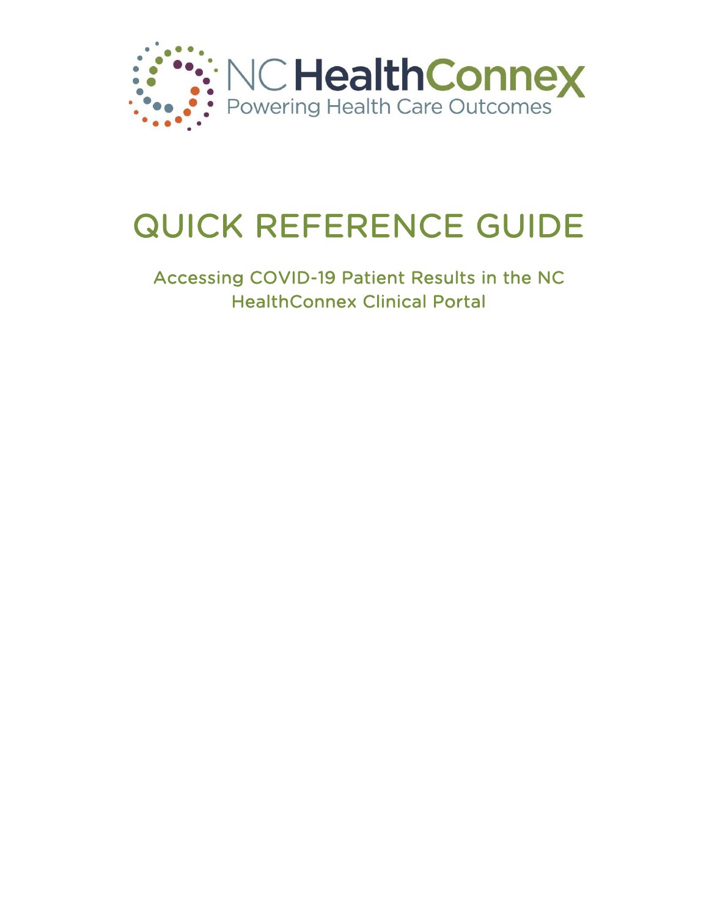NC HealthConnex
Powering Health Care Outcomes

# QUICK REFERENCE GUIDE

## Accessing COVID-19 Patient Results in the NC HealthConnex Clinical Portal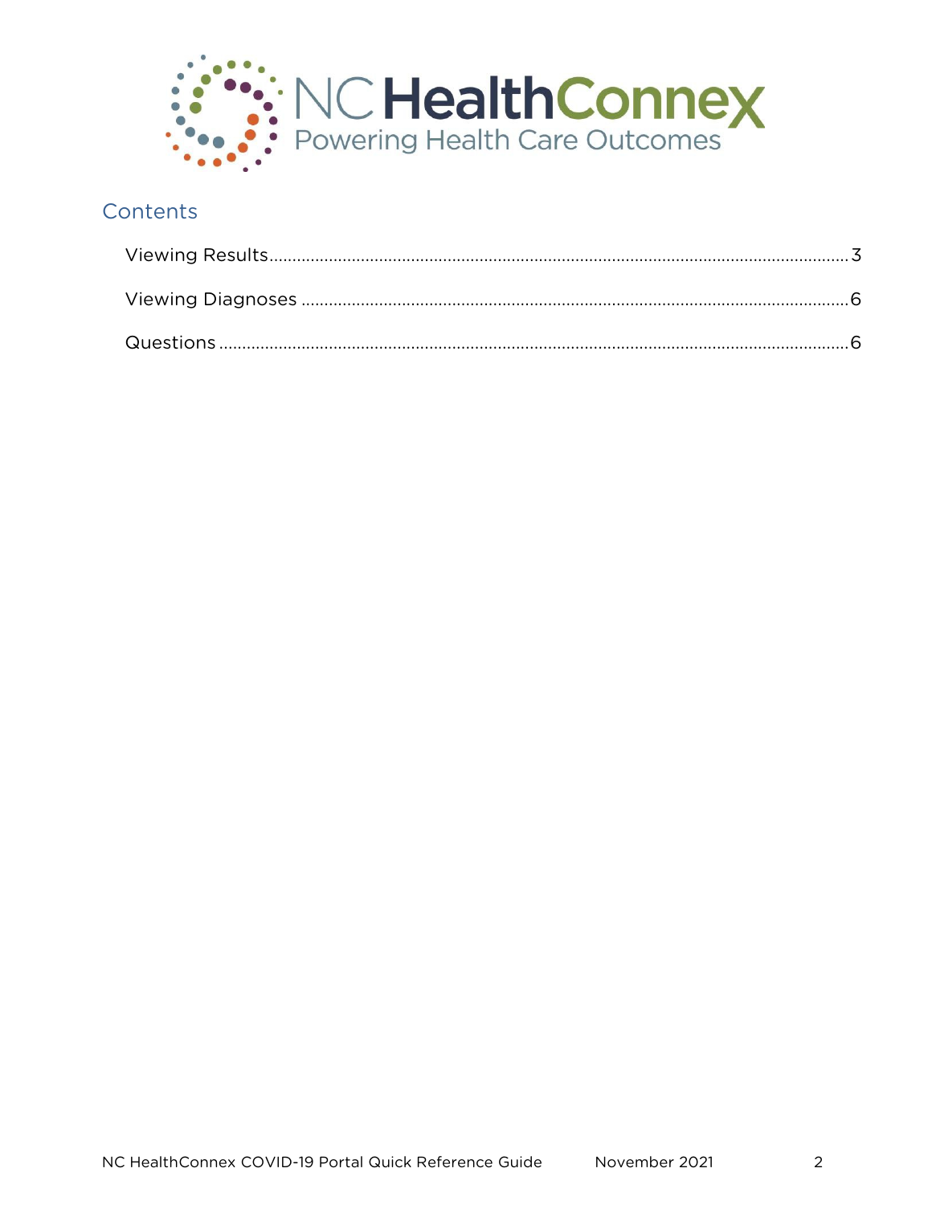NC HealthConnex
Powering Health Care Outcomes

## Contents

Viewing Results ........................................................ 3

Viewing Diagnoses ..................................................... 6

Questions ................................................................ 6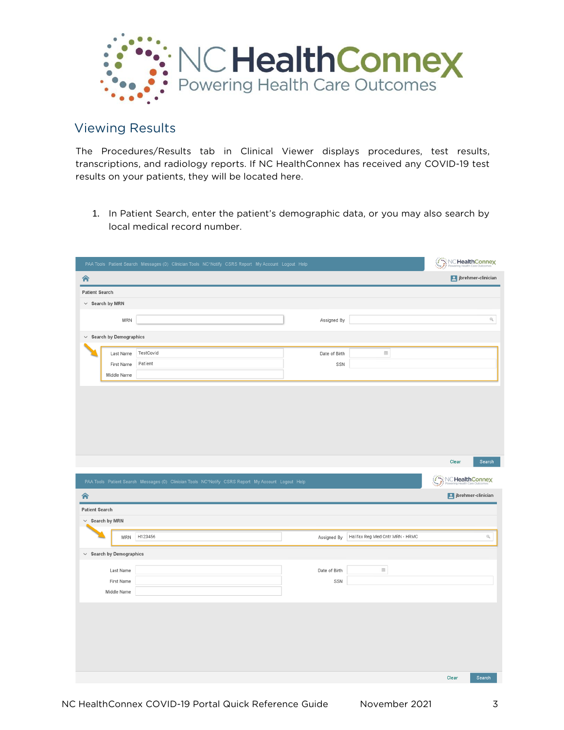## Viewing Results

The Procedures/Results tab in Clinical Viewer displays procedures, test results, transcriptions, and radiology reports. If NC HealthConnex has received any COVID-19 test results on your patients, they will be located here.

1. In Patient Search, enter the patient's demographic data, or you may also search by local medical record number.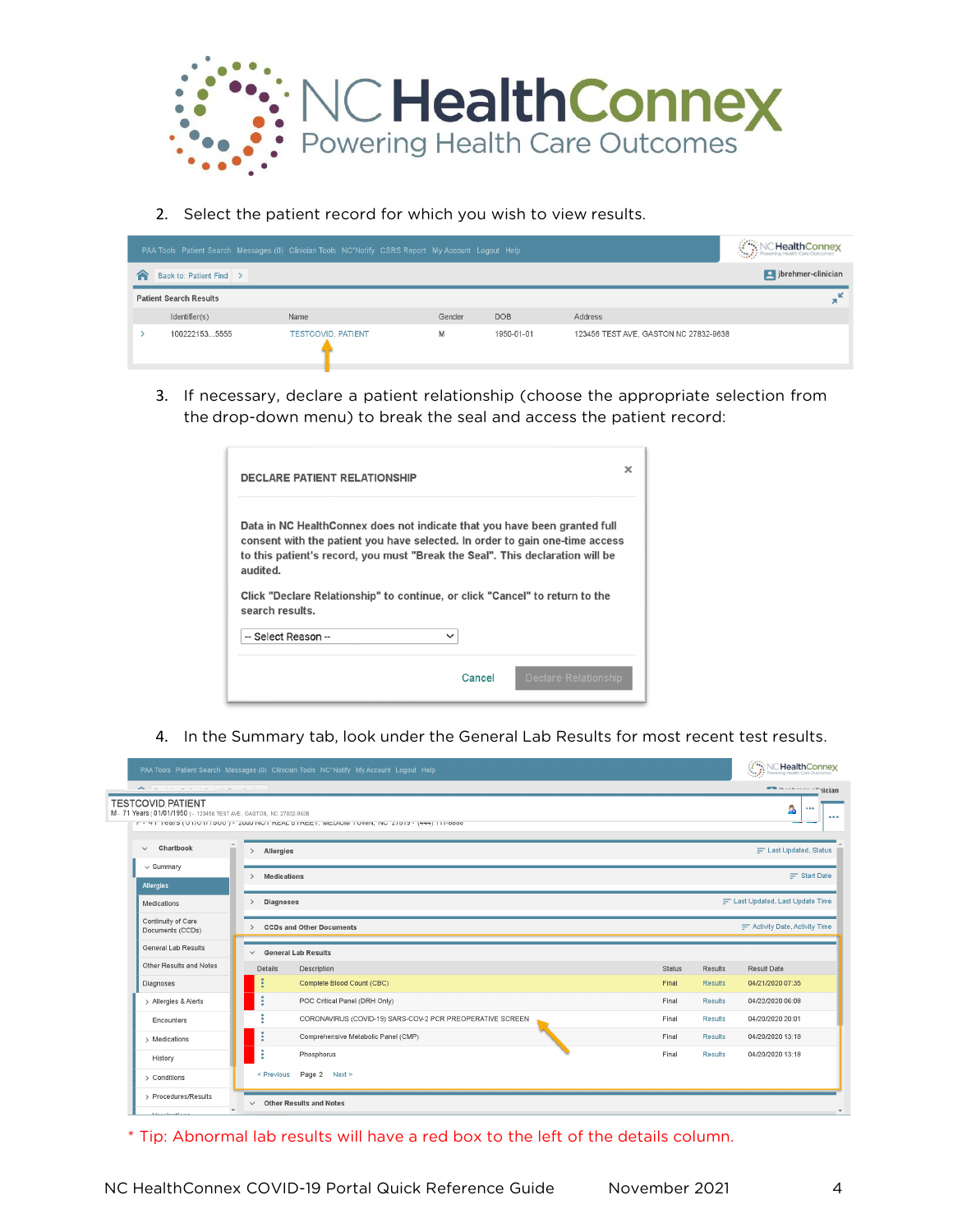2. Select the patient record for which you wish to view results.

3. If necessary, declare a patient relationship (choose the appropriate selection from the drop-down menu) to break the seal and access the patient record:

4. In the Summary tab, look under the General Lab Results for most recent test results.

\* Tip: Abnormal lab results will have a red box to the left of the details column.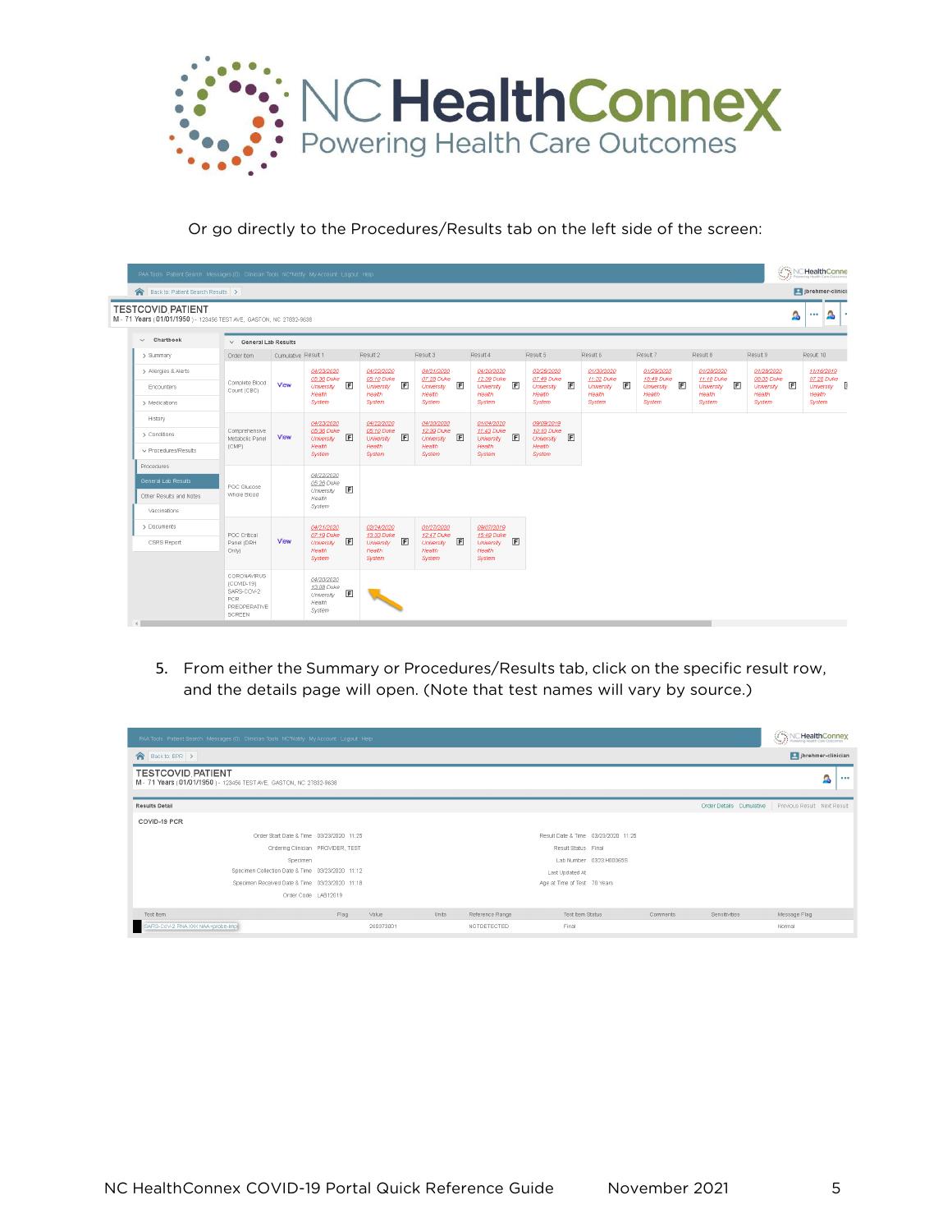Or go directly to the Procedures/Results tab on the left side of the screen:

5. From either the Summary or Procedures/Results tab, click on the specific result row, and the details page will open. (Note that test names will vary by source.)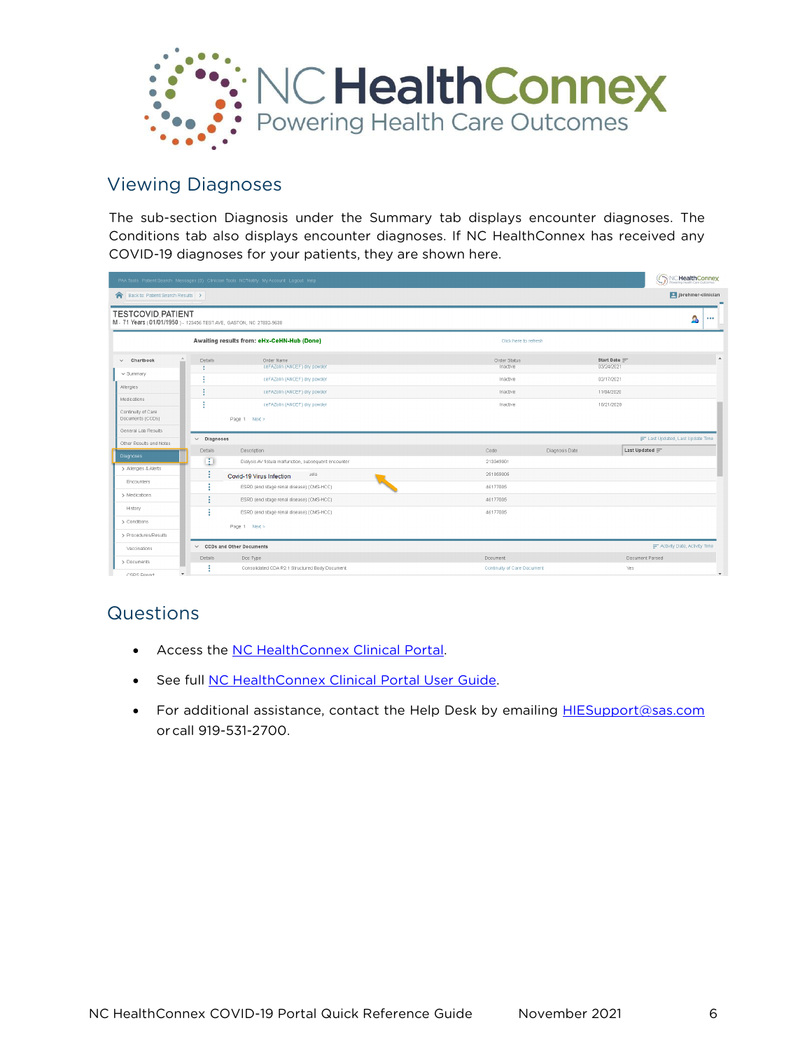## Viewing Diagnoses

The sub-section Diagnosis under the Summary tab displays encounter diagnoses. The Conditions tab also displays encounter diagnoses. If NC HealthConnex has received any COVID-19 diagnoses for your patients, they are shown here.

## Questions

- Access the [NC HealthConnex Clinical Portal](NC HealthConnex Clinical Portal).
- See full [NC HealthConnex Clinical Portal User Guide](NC HealthConnex Clinical Portal User Guide).
- For additional assistance, contact the Help Desk by emailing [HIESupport@sas.com](mailto:HIESupport@sas.com) or call 919-531-2700.